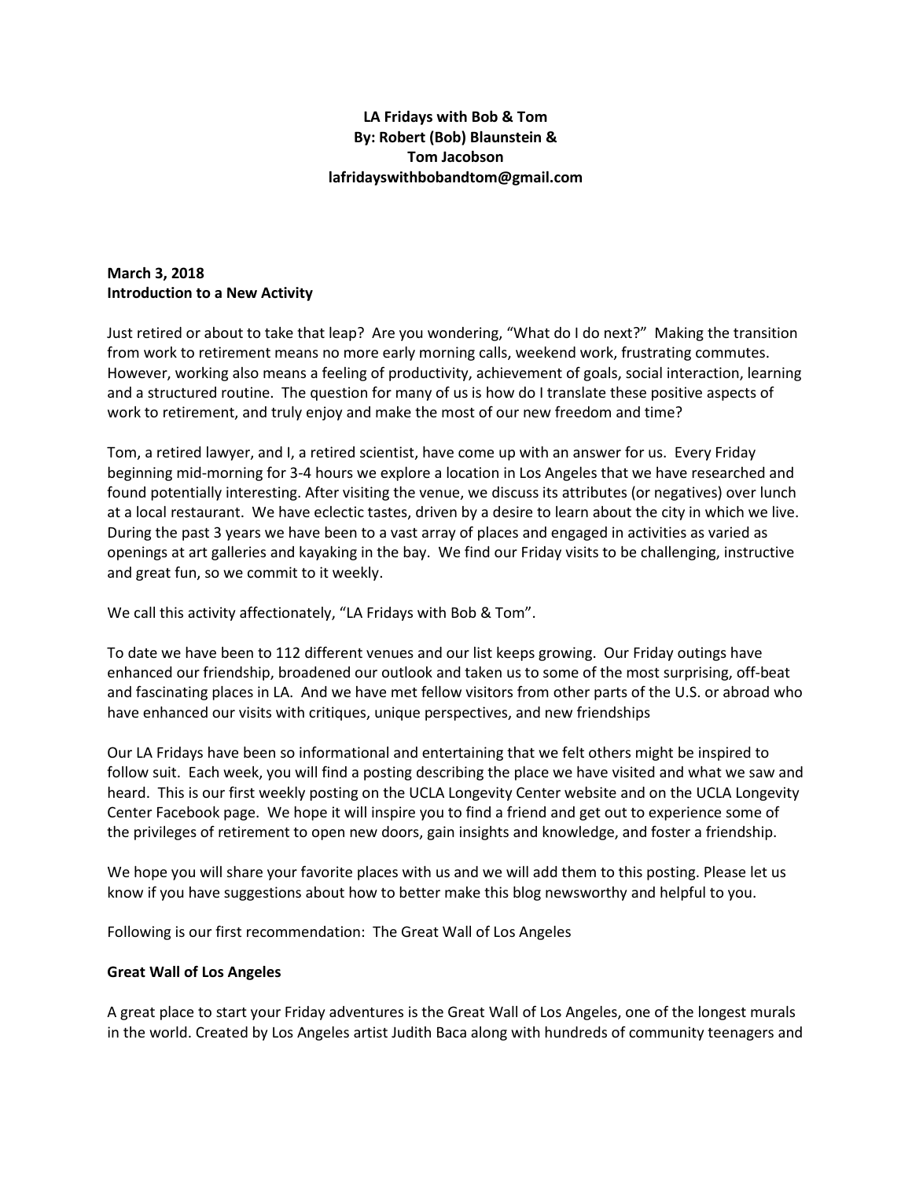**LA Fridays with Bob & Tom**
**By: Robert (Bob) Blaunstein &**
**Tom Jacobson**
**lafridayswithbobandtom@gmail.com**

**March 3, 2018**
**Introduction to a New Activity**

Just retired or about to take that leap? Are you wondering, "What do I do next?" Making the transition from work to retirement means no more early morning calls, weekend work, frustrating commutes. However, working also means a feeling of productivity, achievement of goals, social interaction, learning and a structured routine. The question for many of us is how do I translate these positive aspects of work to retirement, and truly enjoy and make the most of our new freedom and time?

Tom, a retired lawyer, and I, a retired scientist, have come up with an answer for us. Every Friday beginning mid-morning for 3-4 hours we explore a location in Los Angeles that we have researched and found potentially interesting. After visiting the venue, we discuss its attributes (or negatives) over lunch at a local restaurant. We have eclectic tastes, driven by a desire to learn about the city in which we live. During the past 3 years we have been to a vast array of places and engaged in activities as varied as openings at art galleries and kayaking in the bay. We find our Friday visits to be challenging, instructive and great fun, so we commit to it weekly.

We call this activity affectionately, "LA Fridays with Bob & Tom".

To date we have been to 112 different venues and our list keeps growing. Our Friday outings have enhanced our friendship, broadened our outlook and taken us to some of the most surprising, off-beat and fascinating places in LA. And we have met fellow visitors from other parts of the U.S. or abroad who have enhanced our visits with critiques, unique perspectives, and new friendships

Our LA Fridays have been so informational and entertaining that we felt others might be inspired to follow suit. Each week, you will find a posting describing the place we have visited and what we saw and heard. This is our first weekly posting on the UCLA Longevity Center website and on the UCLA Longevity Center Facebook page. We hope it will inspire you to find a friend and get out to experience some of the privileges of retirement to open new doors, gain insights and knowledge, and foster a friendship.

We hope you will share your favorite places with us and we will add them to this posting. Please let us know if you have suggestions about how to better make this blog newsworthy and helpful to you.

Following is our first recommendation: The Great Wall of Los Angeles

**Great Wall of Los Angeles**

A great place to start your Friday adventures is the Great Wall of Los Angeles, one of the longest murals in the world. Created by Los Angeles artist Judith Baca along with hundreds of community teenagers and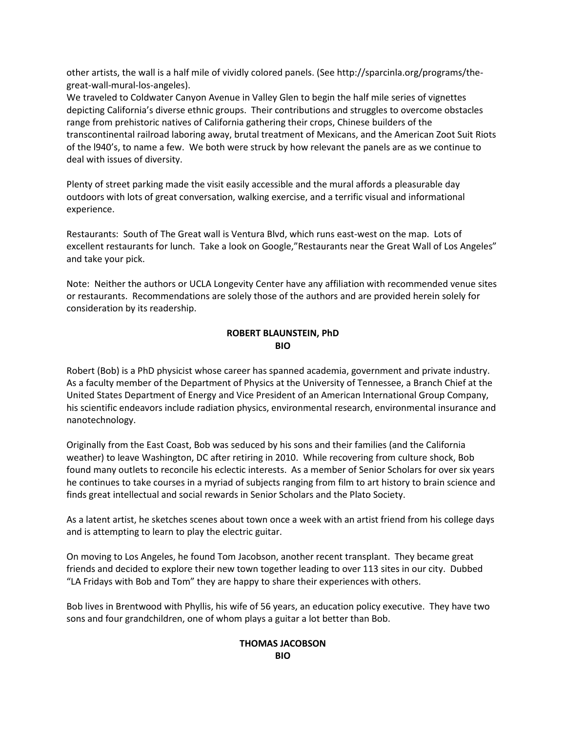other artists, the wall is a half mile of vividly colored panels. (See http://sparcinla.org/programs/the-great-wall-mural-los-angeles).

We traveled to Coldwater Canyon Avenue in Valley Glen to begin the half mile series of vignettes depicting California's diverse ethnic groups. Their contributions and struggles to overcome obstacles range from prehistoric natives of California gathering their crops, Chinese builders of the transcontinental railroad laboring away, brutal treatment of Mexicans, and the American Zoot Suit Riots of the l940's, to name a few. We both were struck by how relevant the panels are as we continue to deal with issues of diversity.

Plenty of street parking made the visit easily accessible and the mural affords a pleasurable day outdoors with lots of great conversation, walking exercise, and a terrific visual and informational experience.

Restaurants: South of The Great wall is Ventura Blvd, which runs east-west on the map. Lots of excellent restaurants for lunch. Take a look on Google,"Restaurants near the Great Wall of Los Angeles" and take your pick.

Note: Neither the authors or UCLA Longevity Center have any affiliation with recommended venue sites or restaurants. Recommendations are solely those of the authors and are provided herein solely for consideration by its readership.

**ROBERT BLAUNSTEIN, PhD**
**BIO**

Robert (Bob) is a PhD physicist whose career has spanned academia, government and private industry. As a faculty member of the Department of Physics at the University of Tennessee, a Branch Chief at the United States Department of Energy and Vice President of an American International Group Company, his scientific endeavors include radiation physics, environmental research, environmental insurance and nanotechnology.

Originally from the East Coast, Bob was seduced by his sons and their families (and the California weather) to leave Washington, DC after retiring in 2010. While recovering from culture shock, Bob found many outlets to reconcile his eclectic interests. As a member of Senior Scholars for over six years he continues to take courses in a myriad of subjects ranging from film to art history to brain science and finds great intellectual and social rewards in Senior Scholars and the Plato Society.

As a latent artist, he sketches scenes about town once a week with an artist friend from his college days and is attempting to learn to play the electric guitar.

On moving to Los Angeles, he found Tom Jacobson, another recent transplant. They became great friends and decided to explore their new town together leading to over 113 sites in our city. Dubbed "LA Fridays with Bob and Tom" they are happy to share their experiences with others.

Bob lives in Brentwood with Phyllis, his wife of 56 years, an education policy executive. They have two sons and four grandchildren, one of whom plays a guitar a lot better than Bob.

**THOMAS JACOBSON**
**BIO**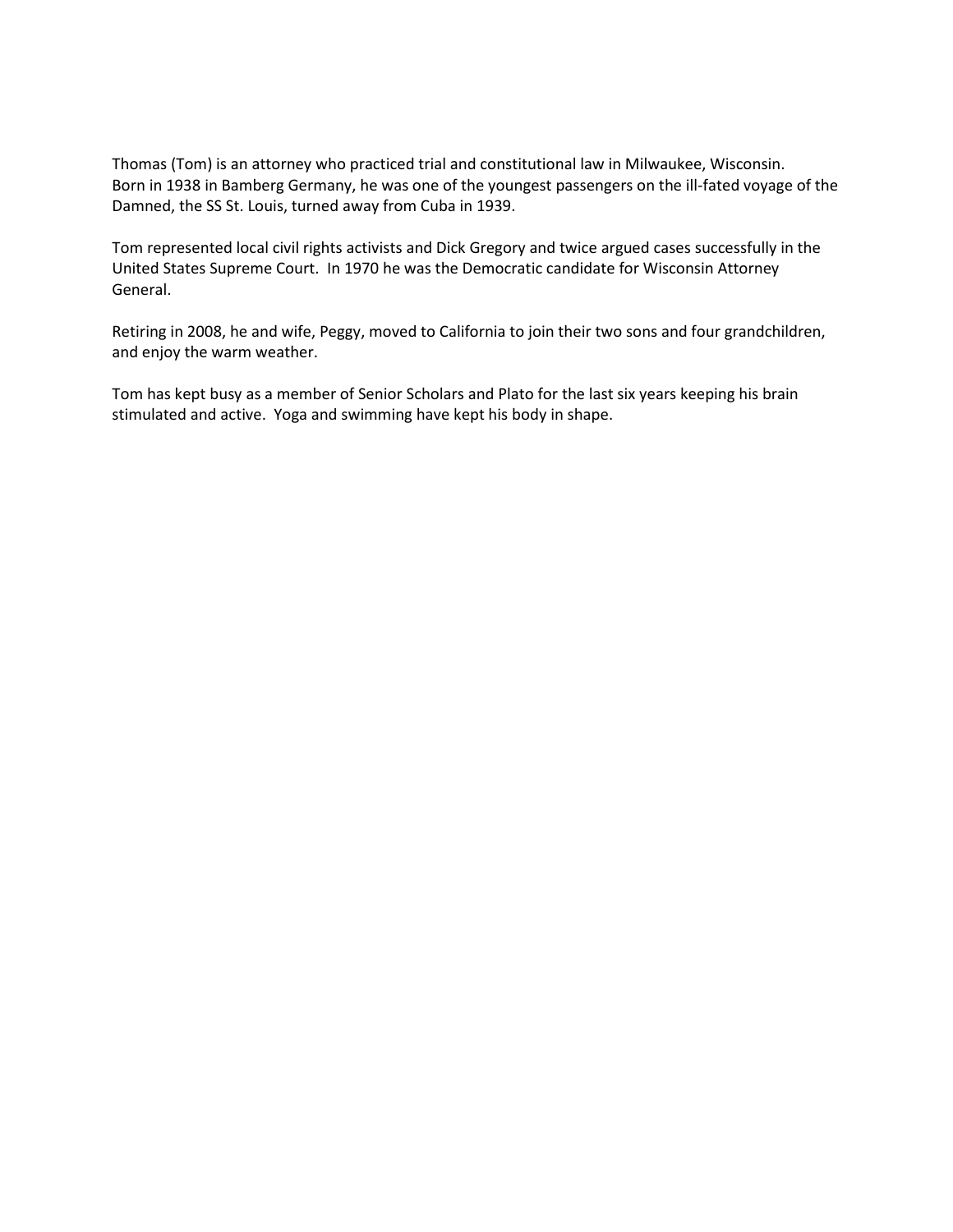Thomas (Tom) is an attorney who practiced trial and constitutional law in Milwaukee, Wisconsin. Born in 1938 in Bamberg Germany, he was one of the youngest passengers on the ill-fated voyage of the Damned, the SS St. Louis, turned away from Cuba in 1939.

Tom represented local civil rights activists and Dick Gregory and twice argued cases successfully in the United States Supreme Court. In 1970 he was the Democratic candidate for Wisconsin Attorney General.

Retiring in 2008, he and wife, Peggy, moved to California to join their two sons and four grandchildren, and enjoy the warm weather.

Tom has kept busy as a member of Senior Scholars and Plato for the last six years keeping his brain stimulated and active. Yoga and swimming have kept his body in shape.